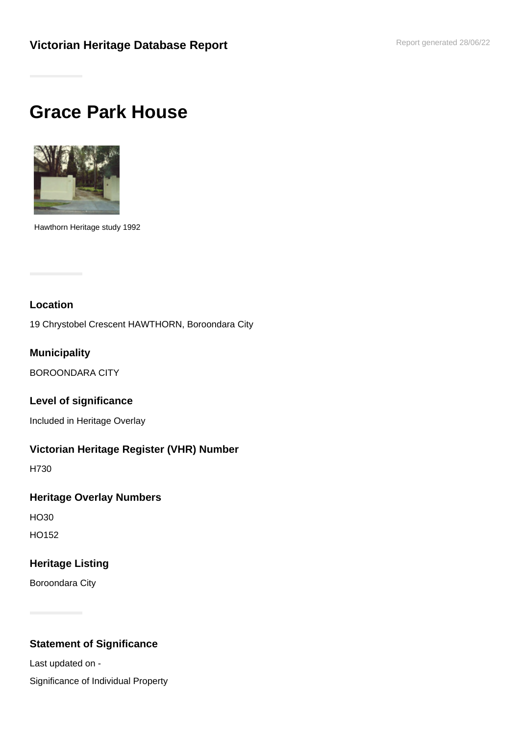**Victorian Heritage Database Report**

Report generated 28/06/22

# Grace Park House

Hawthorn Heritage study 1992

### Location

19 Chrystobel Crescent HAWTHORN, Boroondara City

### Municipality

BOROONDARA CITY

### Level of significance

Included in Heritage Overlay

### Victorian Heritage Register (VHR) Number

H730

### Heritage Overlay Numbers

HO30

HO152

### Heritage Listing

Boroondara City

### Statement of Significance

Last updated on -

Significance of Individual Property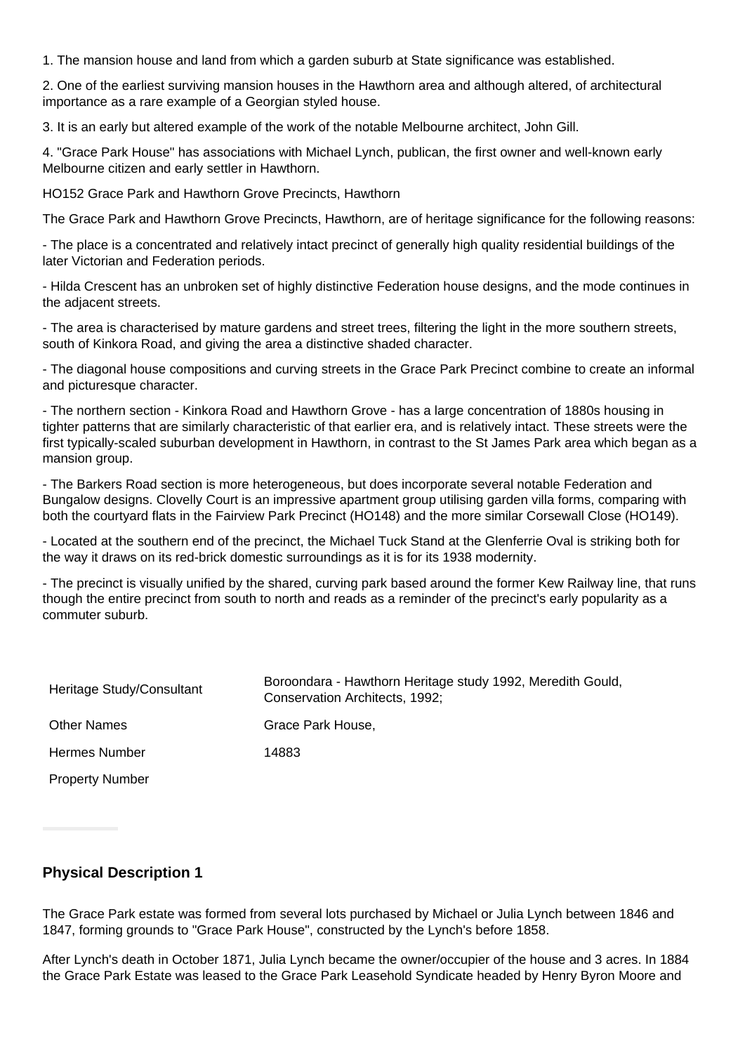1. The mansion house and land from which a garden suburb at State significance was established.

2. One of the earliest surviving mansion houses in the Hawthorn area and although altered, of architectural importance as a rare example of a Georgian styled house.

3. It is an early but altered example of the work of the notable Melbourne architect, John Gill.

4. "Grace Park House" has associations with Michael Lynch, publican, the first owner and well-known early Melbourne citizen and early settler in Hawthorn.

HO152 Grace Park and Hawthorn Grove Precincts, Hawthorn

The Grace Park and Hawthorn Grove Precincts, Hawthorn, are of heritage significance for the following reasons:

- The place is a concentrated and relatively intact precinct of generally high quality residential buildings of the later Victorian and Federation periods.

- Hilda Crescent has an unbroken set of highly distinctive Federation house designs, and the mode continues in the adjacent streets.

- The area is characterised by mature gardens and street trees, filtering the light in the more southern streets, south of Kinkora Road, and giving the area a distinctive shaded character.

- The diagonal house compositions and curving streets in the Grace Park Precinct combine to create an informal and picturesque character.

- The northern section - Kinkora Road and Hawthorn Grove - has a large concentration of 1880s housing in tighter patterns that are similarly characteristic of that earlier era, and is relatively intact. These streets were the first typically-scaled suburban development in Hawthorn, in contrast to the St James Park area which began as a mansion group.

- The Barkers Road section is more heterogeneous, but does incorporate several notable Federation and Bungalow designs. Clovelly Court is an impressive apartment group utilising garden villa forms, comparing with both the courtyard flats in the Fairview Park Precinct (HO148) and the more similar Corsewall Close (HO149).

- Located at the southern end of the precinct, the Michael Tuck Stand at the Glenferrie Oval is striking both for the way it draws on its red-brick domestic surroundings as it is for its 1938 modernity.

- The precinct is visually unified by the shared, curving park based around the former Kew Railway line, that runs though the entire precinct from south to north and reads as a reminder of the precinct's early popularity as a commuter suburb.

| | |
|---|---|
| Heritage Study/Consultant | Boroondara - Hawthorn Heritage study 1992, Meredith Gould, Conservation Architects, 1992; |
| Other Names | Grace Park House, |
| Hermes Number | 14883 |
| Property Number | |

## Physical Description 1

The Grace Park estate was formed from several lots purchased by Michael or Julia Lynch between 1846 and 1847, forming grounds to "Grace Park House", constructed by the Lynch's before 1858.

After Lynch's death in October 1871, Julia Lynch became the owner/occupier of the house and 3 acres. In 1884 the Grace Park Estate was leased to the Grace Park Leasehold Syndicate headed by Henry Byron Moore and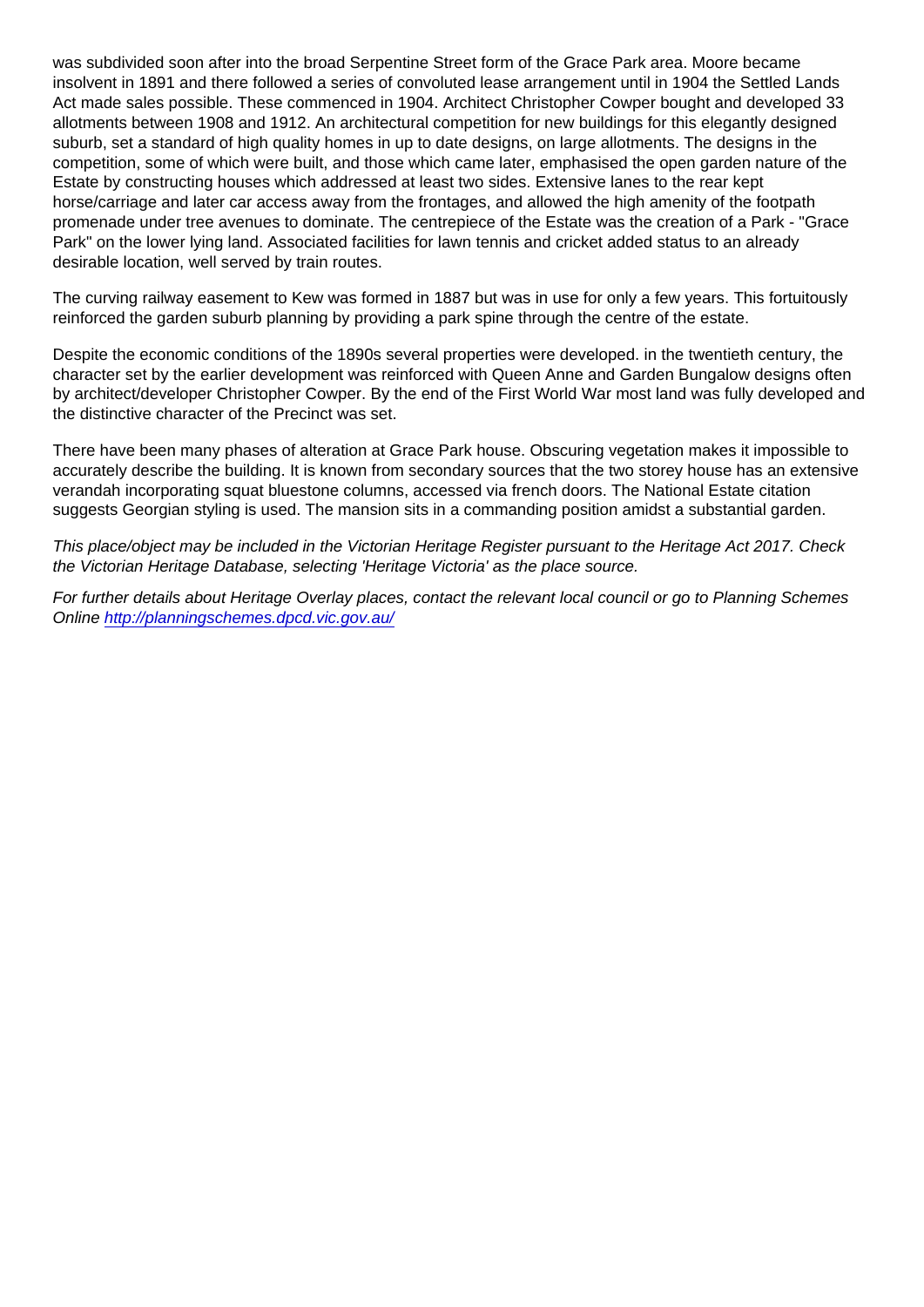was subdivided soon after into the broad Serpentine Street form of the Grace Park area. Moore became insolvent in 1891 and there followed a series of convoluted lease arrangement until in 1904 the Settled Lands Act made sales possible. These commenced in 1904. Architect Christopher Cowper bought and developed 33 allotments between 1908 and 1912. An architectural competition for new buildings for this elegantly designed suburb, set a standard of high quality homes in up to date designs, on large allotments. The designs in the competition, some of which were built, and those which came later, emphasised the open garden nature of the Estate by constructing houses which addressed at least two sides. Extensive lanes to the rear kept horse/carriage and later car access away from the frontages, and allowed the high amenity of the footpath promenade under tree avenues to dominate. The centrepiece of the Estate was the creation of a Park - "Grace Park" on the lower lying land. Associated facilities for lawn tennis and cricket added status to an already desirable location, well served by train routes.

The curving railway easement to Kew was formed in 1887 but was in use for only a few years. This fortuitously reinforced the garden suburb planning by providing a park spine through the centre of the estate.

Despite the economic conditions of the 1890s several properties were developed. in the twentieth century, the character set by the earlier development was reinforced with Queen Anne and Garden Bungalow designs often by architect/developer Christopher Cowper. By the end of the First World War most land was fully developed and the distinctive character of the Precinct was set.

There have been many phases of alteration at Grace Park house. Obscuring vegetation makes it impossible to accurately describe the building. It is known from secondary sources that the two storey house has an extensive verandah incorporating squat bluestone columns, accessed via french doors. The National Estate citation suggests Georgian styling is used. The mansion sits in a commanding position amidst a substantial garden.

*This place/object may be included in the Victorian Heritage Register pursuant to the Heritage Act 2017. Check the Victorian Heritage Database, selecting 'Heritage Victoria' as the place source.*

*For further details about Heritage Overlay places, contact the relevant local council or go to Planning Schemes Online* [http://planningschemes.dpcd.vic.gov.au/](http://planningschemes.dpcd.vic.gov.au/)